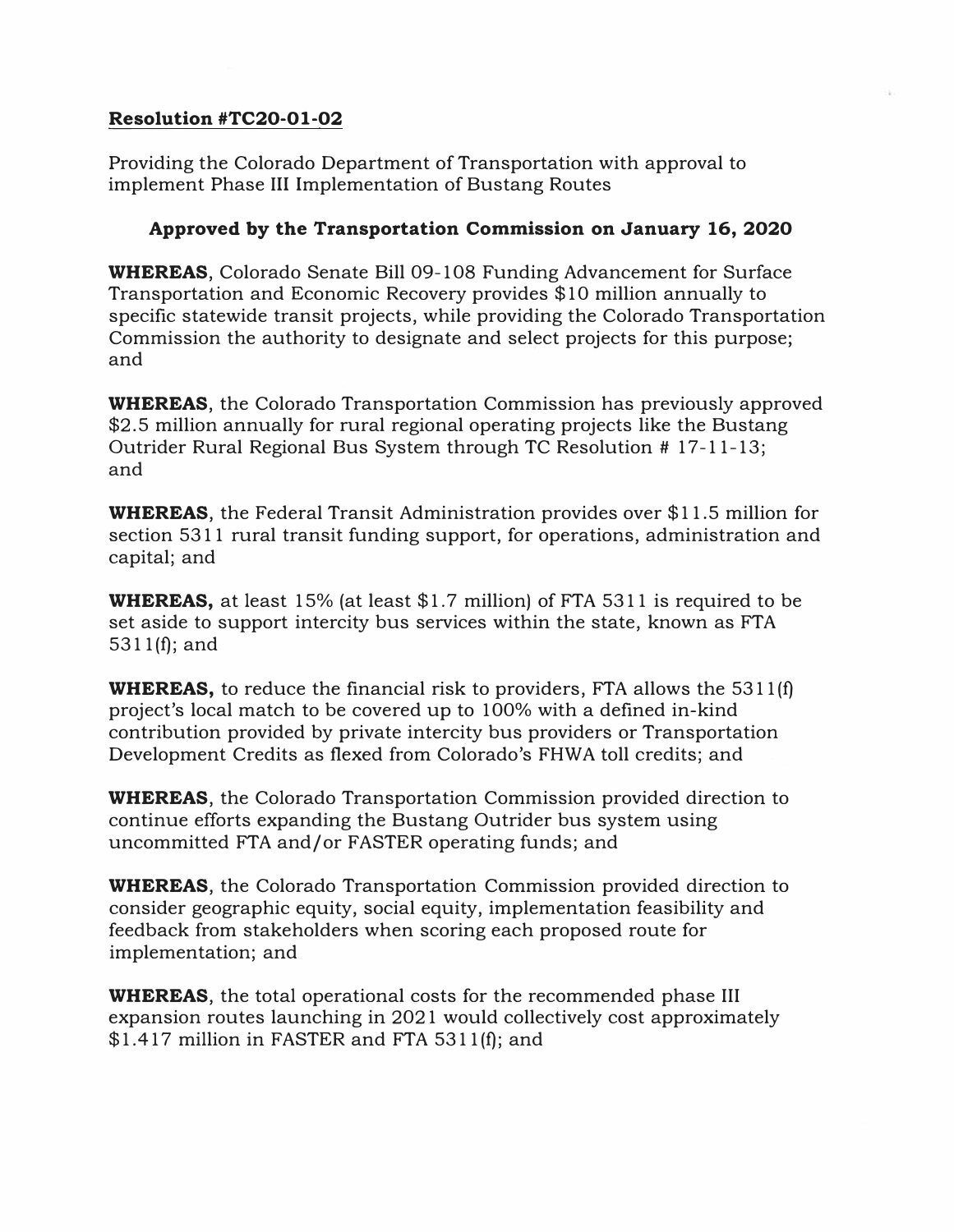**Resolution #TC20-01-02**

Providing the Colorado Department of Transportation with approval to implement Phase III Implementation of Bustang Routes

**Approved by the Transportation Commission on January 16, 2020**

**WHEREAS**, Colorado Senate Bill 09-108 Funding Advancement for Surface Transportation and Economic Recovery provides $10 million annually to specific statewide transit projects, while providing the Colorado Transportation Commission the authority to designate and select projects for this purpose; and

**WHEREAS**, the Colorado Transportation Commission has previously approved $2.5 million annually for rural regional operating projects like the Bustang Outrider Rural Regional Bus System through TC Resolution # 17-11-13; and

**WHEREAS**, the Federal Transit Administration provides over $11.5 million for section 5311 rural transit funding support, for operations, administration and capital; and

**WHEREAS,** at least 15% (at least $1.7 million) of FTA 5311 is required to be set aside to support intercity bus services within the state, known as FTA 5311(f); and

**WHEREAS,** to reduce the financial risk to providers, FTA allows the 5311(f) project's local match to be covered up to 100% with a defined in-kind contribution provided by private intercity bus providers or Transportation Development Credits as flexed from Colorado's FHWA toll credits; and

**WHEREAS**, the Colorado Transportation Commission provided direction to continue efforts expanding the Bustang Outrider bus system using uncommitted FTA and/or FASTER operating funds; and

**WHEREAS**, the Colorado Transportation Commission provided direction to consider geographic equity, social equity, implementation feasibility and feedback from stakeholders when scoring each proposed route for implementation; and

**WHEREAS**, the total operational costs for the recommended phase III expansion routes launching in 2021 would collectively cost approximately $1.417 million in FASTER and FTA 5311(f); and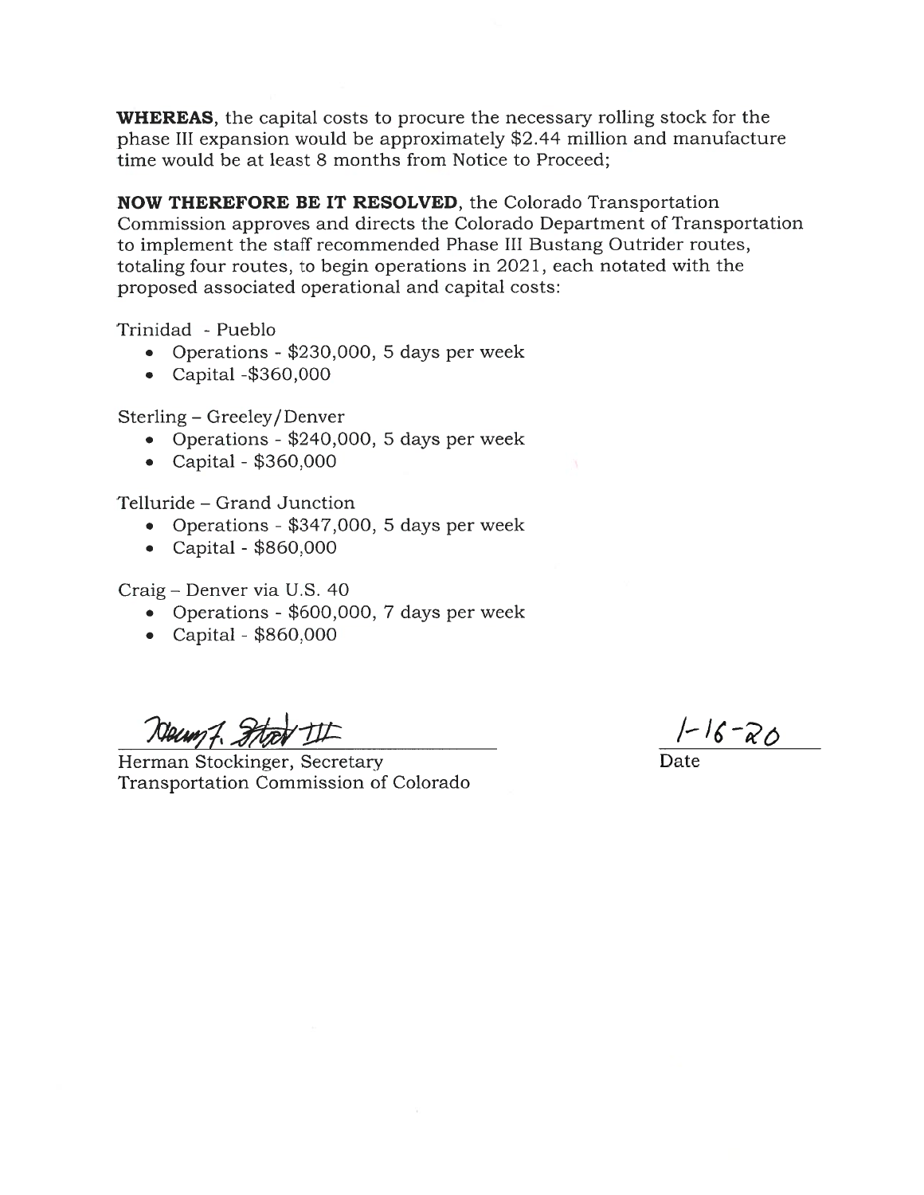**WHEREAS**, the capital costs to procure the necessary rolling stock for the phase III expansion would be approximately $2.44 million and manufacture time would be at least 8 months from Notice to Proceed;

**NOW THEREFORE BE IT RESOLVED**, the Colorado Transportation Commission approves and directs the Colorado Department of Transportation to implement the staff recommended Phase III Bustang Outrider routes, totaling four routes, to begin operations in 2021, each notated with the proposed associated operational and capital costs:

Trinidad - Pueblo

- Operations - $230,000, 5 days per week
- Capital -$360,000

Sterling – Greeley/Denver

- Operations - $240,000, 5 days per week
- Capital - $360,000

Telluride – Grand Junction

- Operations - $347,000, 5 days per week
- Capital - $860,000

Craig – Denver via U.S. 40

- Operations - $600,000, 7 days per week
- Capital - $860,000

Herman F. Stockinger III

Herman Stockinger, Secretary
Transportation Commission of Colorado

1-16-20

Date